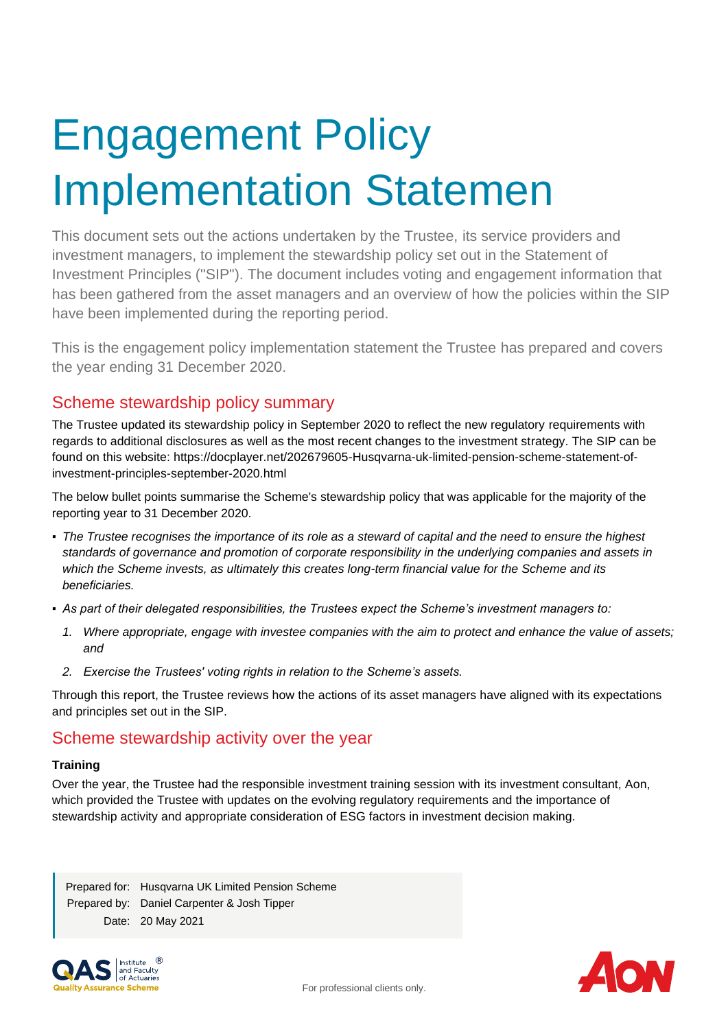# Engagement Policy Implementation Statemen

This document sets out the actions undertaken by the Trustee, its service providers and investment managers, to implement the stewardship policy set out in the Statement of Investment Principles ("SIP"). The document includes voting and engagement information that has been gathered from the asset managers and an overview of how the policies within the SIP have been implemented during the reporting period.

This is the engagement policy implementation statement the Trustee has prepared and covers the year ending 31 December 2020.

## Scheme stewardship policy summary

The Trustee updated its stewardship policy in September 2020 to reflect the new regulatory requirements with regards to additional disclosures as well as the most recent changes to the investment strategy. The SIP can be found on this website: https://docplayer.net/202679605-Husqvarna-uk-limited-pension-scheme-statement-of-investment-principles-september-2020.html

The below bullet points summarise the Scheme's stewardship policy that was applicable for the majority of the reporting year to 31 December 2020.

- *The Trustee recognises the importance of its role as a steward of capital and the need to ensure the highest standards of governance and promotion of corporate responsibility in the underlying companies and assets in which the Scheme invests, as ultimately this creates long-term financial value for the Scheme and its beneficiaries.*
- *As part of their delegated responsibilities, the Trustees expect the Scheme's investment managers to:*
  1. *Where appropriate, engage with investee companies with the aim to protect and enhance the value of assets; and*
  2. *Exercise the Trustees' voting rights in relation to the Scheme's assets.*

Through this report, the Trustee reviews how the actions of its asset managers have aligned with its expectations and principles set out in the SIP.

## Scheme stewardship activity over the year

**Training**

Over the year, the Trustee had the responsible investment training session with its investment consultant, Aon, which provided the Trustee with updates on the evolving regulatory requirements and the importance of stewardship activity and appropriate consideration of ESG factors in investment decision making.

Prepared for: Husqvarna UK Limited Pension Scheme
Prepared by: Daniel Carpenter & Josh Tipper
Date: 20 May 2021

For professional clients only.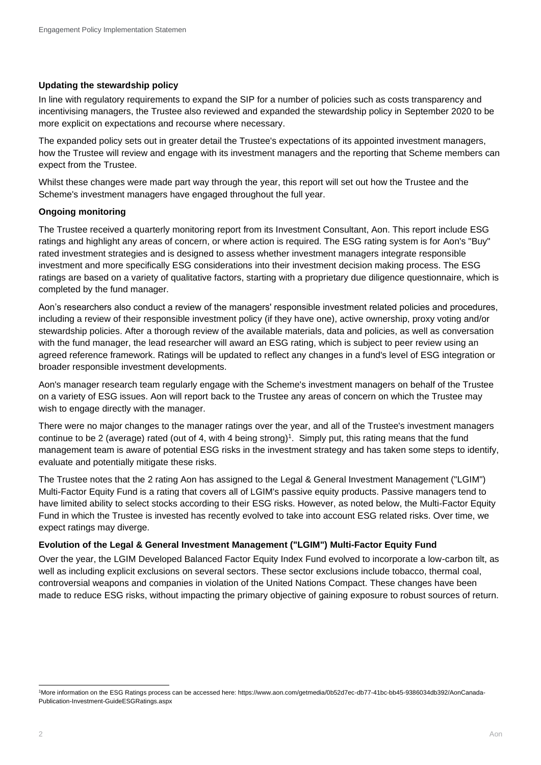**Updating the stewardship policy**

In line with regulatory requirements to expand the SIP for a number of policies such as costs transparency and incentivising managers, the Trustee also reviewed and expanded the stewardship policy in September 2020 to be more explicit on expectations and recourse where necessary.

The expanded policy sets out in greater detail the Trustee's expectations of its appointed investment managers, how the Trustee will review and engage with its investment managers and the reporting that Scheme members can expect from the Trustee.

Whilst these changes were made part way through the year, this report will set out how the Trustee and the Scheme's investment managers have engaged throughout the full year.

**Ongoing monitoring**

The Trustee received a quarterly monitoring report from its Investment Consultant, Aon. This report include ESG ratings and highlight any areas of concern, or where action is required. The ESG rating system is for Aon's "Buy" rated investment strategies and is designed to assess whether investment managers integrate responsible investment and more specifically ESG considerations into their investment decision making process. The ESG ratings are based on a variety of qualitative factors, starting with a proprietary due diligence questionnaire, which is completed by the fund manager.

Aon's researchers also conduct a review of the managers' responsible investment related policies and procedures, including a review of their responsible investment policy (if they have one), active ownership, proxy voting and/or stewardship policies. After a thorough review of the available materials, data and policies, as well as conversation with the fund manager, the lead researcher will award an ESG rating, which is subject to peer review using an agreed reference framework. Ratings will be updated to reflect any changes in a fund's level of ESG integration or broader responsible investment developments.

Aon's manager research team regularly engage with the Scheme's investment managers on behalf of the Trustee on a variety of ESG issues. Aon will report back to the Trustee any areas of concern on which the Trustee may wish to engage directly with the manager.

There were no major changes to the manager ratings over the year, and all of the Trustee's investment managers continue to be 2 (average) rated (out of 4, with 4 being strong)[1]. Simply put, this rating means that the fund management team is aware of potential ESG risks in the investment strategy and has taken some steps to identify, evaluate and potentially mitigate these risks.

The Trustee notes that the 2 rating Aon has assigned to the Legal & General Investment Management ("LGIM") Multi-Factor Equity Fund is a rating that covers all of LGIM's passive equity products. Passive managers tend to have limited ability to select stocks according to their ESG risks. However, as noted below, the Multi-Factor Equity Fund in which the Trustee is invested has recently evolved to take into account ESG related risks. Over time, we expect ratings may diverge.

**Evolution of the Legal & General Investment Management ("LGIM") Multi-Factor Equity Fund**

Over the year, the LGIM Developed Balanced Factor Equity Index Fund evolved to incorporate a low-carbon tilt, as well as including explicit exclusions on several sectors. These sector exclusions include tobacco, thermal coal, controversial weapons and companies in violation of the United Nations Compact. These changes have been made to reduce ESG risks, without impacting the primary objective of gaining exposure to robust sources of return.

---

[1] More information on the ESG Ratings process can be accessed here: https://www.aon.com/getmedia/0b52d7ec-db77-41bc-bb45-9386034db392/AonCanada-Publication-Investment-GuideESGRatings.aspx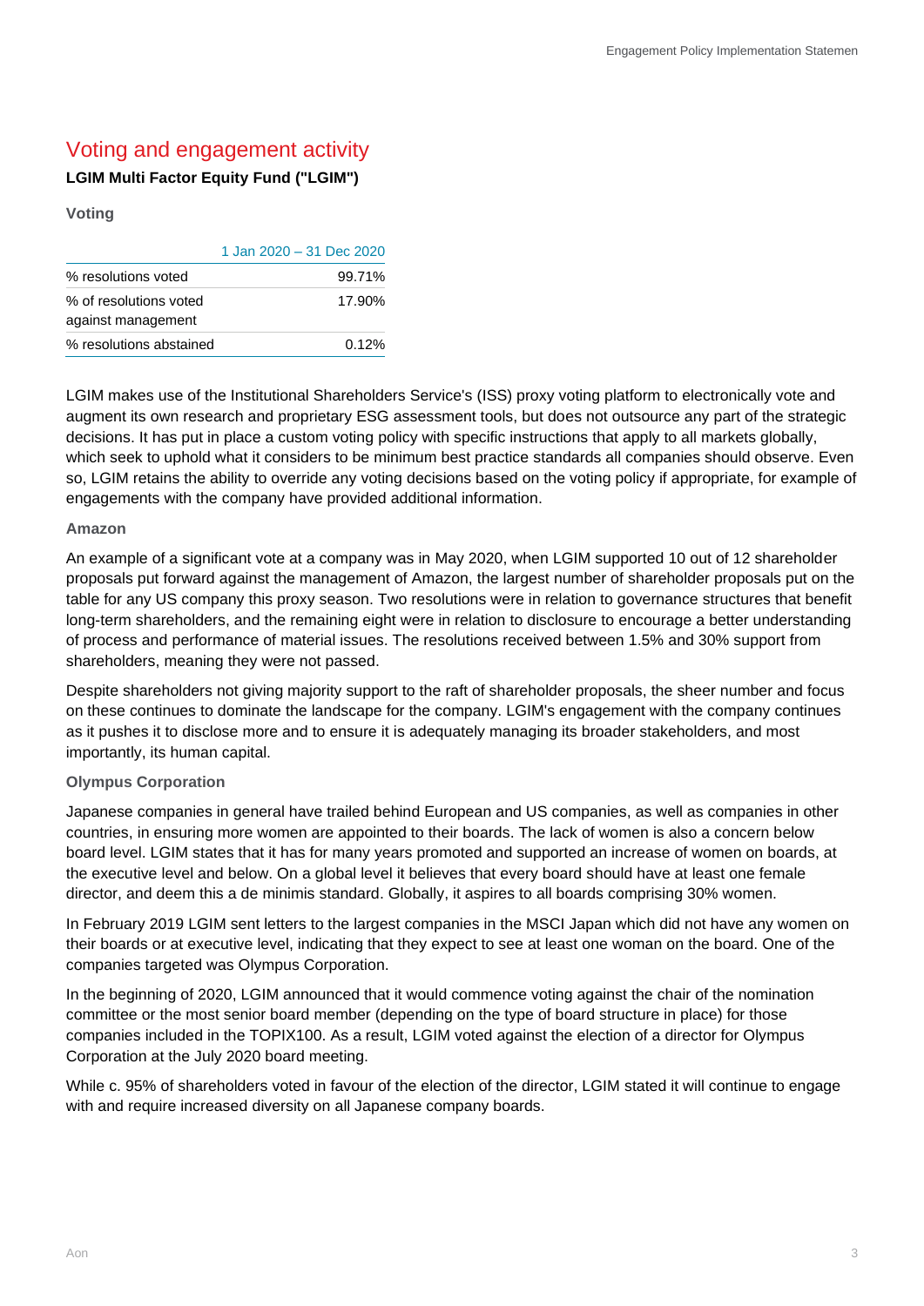## Voting and engagement activity

**LGIM Multi Factor Equity Fund ("LGIM")**

### Voting

| | 1 Jan 2020 – 31 Dec 2020 |
|---|---|
| % resolutions voted | 99.71% |
| % of resolutions voted against management | 17.90% |
| % resolutions abstained | 0.12% |

LGIM makes use of the Institutional Shareholders Service's (ISS) proxy voting platform to electronically vote and augment its own research and proprietary ESG assessment tools, but does not outsource any part of the strategic decisions. It has put in place a custom voting policy with specific instructions that apply to all markets globally, which seek to uphold what it considers to be minimum best practice standards all companies should observe. Even so, LGIM retains the ability to override any voting decisions based on the voting policy if appropriate, for example of engagements with the company have provided additional information.

### Amazon

An example of a significant vote at a company was in May 2020, when LGIM supported 10 out of 12 shareholder proposals put forward against the management of Amazon, the largest number of shareholder proposals put on the table for any US company this proxy season. Two resolutions were in relation to governance structures that benefit long-term shareholders, and the remaining eight were in relation to disclosure to encourage a better understanding of process and performance of material issues. The resolutions received between 1.5% and 30% support from shareholders, meaning they were not passed.

Despite shareholders not giving majority support to the raft of shareholder proposals, the sheer number and focus on these continues to dominate the landscape for the company. LGIM's engagement with the company continues as it pushes it to disclose more and to ensure it is adequately managing its broader stakeholders, and most importantly, its human capital.

### Olympus Corporation

Japanese companies in general have trailed behind European and US companies, as well as companies in other countries, in ensuring more women are appointed to their boards. The lack of women is also a concern below board level. LGIM states that it has for many years promoted and supported an increase of women on boards, at the executive level and below. On a global level it believes that every board should have at least one female director, and deem this a de minimis standard. Globally, it aspires to all boards comprising 30% women.

In February 2019 LGIM sent letters to the largest companies in the MSCI Japan which did not have any women on their boards or at executive level, indicating that they expect to see at least one woman on the board. One of the companies targeted was Olympus Corporation.

In the beginning of 2020, LGIM announced that it would commence voting against the chair of the nomination committee or the most senior board member (depending on the type of board structure in place) for those companies included in the TOPIX100. As a result, LGIM voted against the election of a director for Olympus Corporation at the July 2020 board meeting.

While c. 95% of shareholders voted in favour of the election of the director, LGIM stated it will continue to engage with and require increased diversity on all Japanese company boards.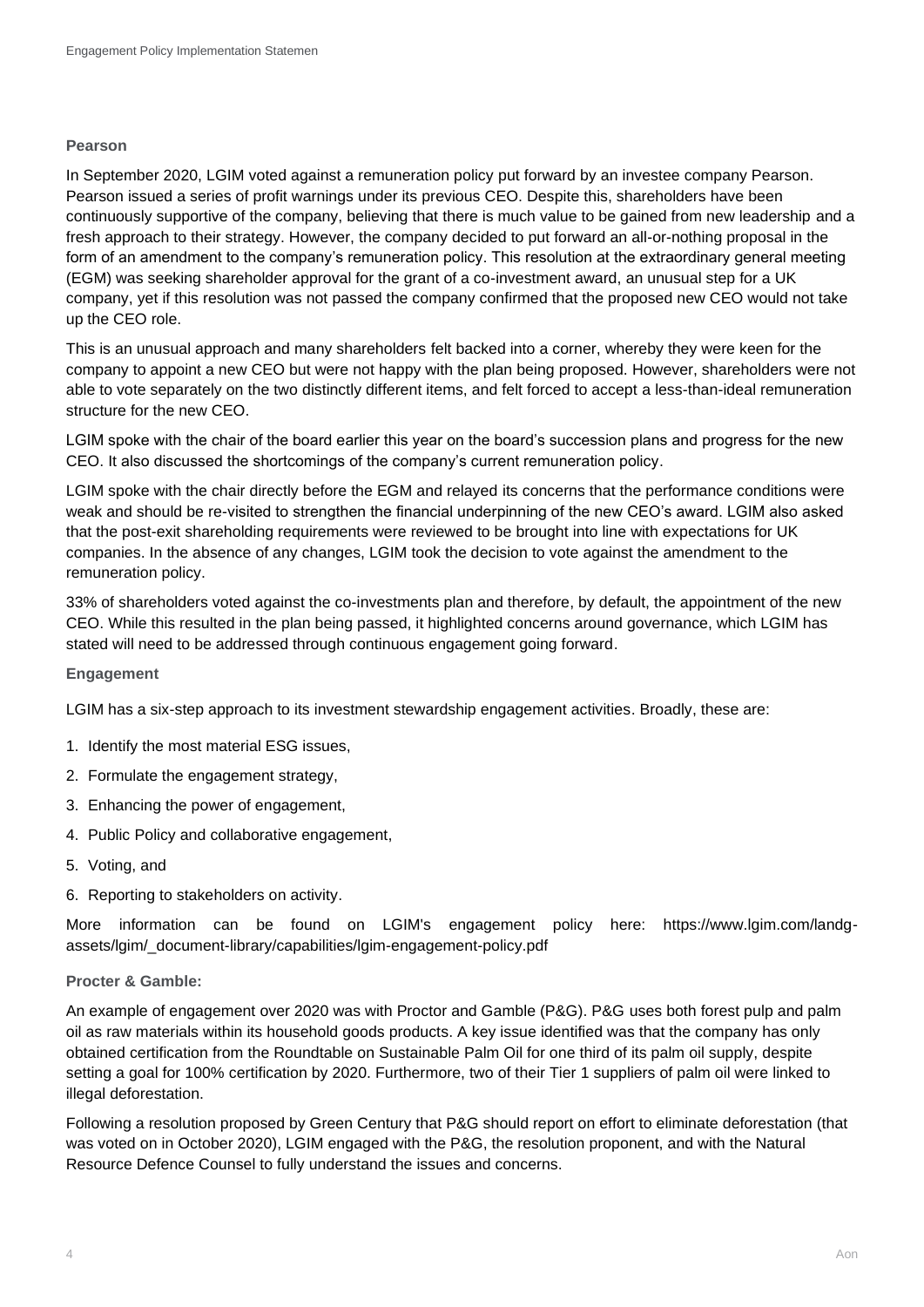### Pearson

In September 2020, LGIM voted against a remuneration policy put forward by an investee company Pearson. Pearson issued a series of profit warnings under its previous CEO. Despite this, shareholders have been continuously supportive of the company, believing that there is much value to be gained from new leadership and a fresh approach to their strategy. However, the company decided to put forward an all-or-nothing proposal in the form of an amendment to the company's remuneration policy. This resolution at the extraordinary general meeting (EGM) was seeking shareholder approval for the grant of a co-investment award, an unusual step for a UK company, yet if this resolution was not passed the company confirmed that the proposed new CEO would not take up the CEO role.

This is an unusual approach and many shareholders felt backed into a corner, whereby they were keen for the company to appoint a new CEO but were not happy with the plan being proposed. However, shareholders were not able to vote separately on the two distinctly different items, and felt forced to accept a less-than-ideal remuneration structure for the new CEO.

LGIM spoke with the chair of the board earlier this year on the board's succession plans and progress for the new CEO. It also discussed the shortcomings of the company's current remuneration policy.

LGIM spoke with the chair directly before the EGM and relayed its concerns that the performance conditions were weak and should be re-visited to strengthen the financial underpinning of the new CEO's award. LGIM also asked that the post-exit shareholding requirements were reviewed to be brought into line with expectations for UK companies. In the absence of any changes, LGIM took the decision to vote against the amendment to the remuneration policy.

33% of shareholders voted against the co-investments plan and therefore, by default, the appointment of the new CEO. While this resulted in the plan being passed, it highlighted concerns around governance, which LGIM has stated will need to be addressed through continuous engagement going forward.

### Engagement

LGIM has a six-step approach to its investment stewardship engagement activities. Broadly, these are:

1. Identify the most material ESG issues,
2. Formulate the engagement strategy,
3. Enhancing the power of engagement,
4. Public Policy and collaborative engagement,
5. Voting, and
6. Reporting to stakeholders on activity.

More information can be found on LGIM's engagement policy here: https://www.lgim.com/landg-assets/lgim/_document-library/capabilities/lgim-engagement-policy.pdf

### Procter & Gamble:

An example of engagement over 2020 was with Proctor and Gamble (P&G). P&G uses both forest pulp and palm oil as raw materials within its household goods products. A key issue identified was that the company has only obtained certification from the Roundtable on Sustainable Palm Oil for one third of its palm oil supply, despite setting a goal for 100% certification by 2020. Furthermore, two of their Tier 1 suppliers of palm oil were linked to illegal deforestation.

Following a resolution proposed by Green Century that P&G should report on effort to eliminate deforestation (that was voted on in October 2020), LGIM engaged with the P&G, the resolution proponent, and with the Natural Resource Defence Counsel to fully understand the issues and concerns.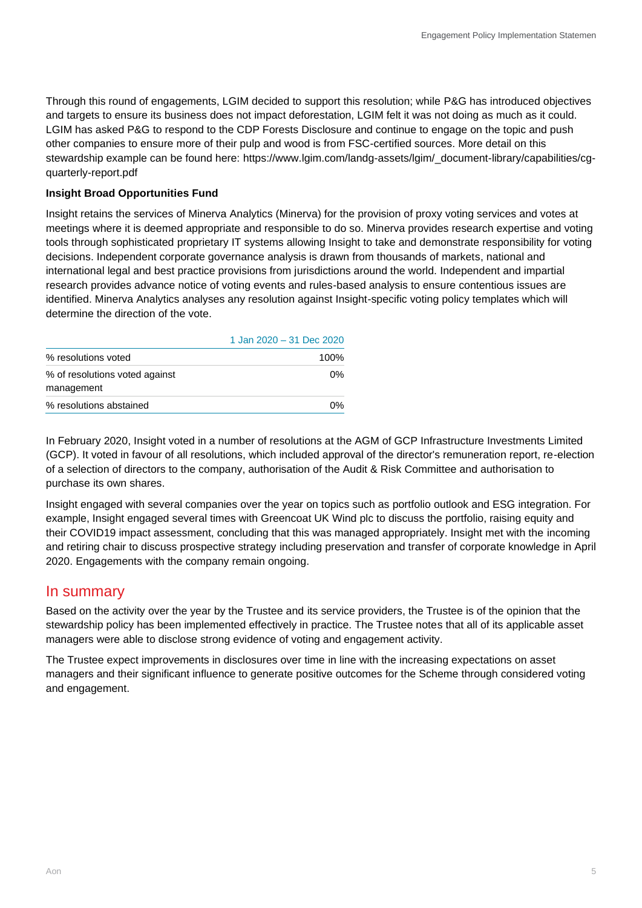Through this round of engagements, LGIM decided to support this resolution; while P&G has introduced objectives and targets to ensure its business does not impact deforestation, LGIM felt it was not doing as much as it could. LGIM has asked P&G to respond to the CDP Forests Disclosure and continue to engage on the topic and push other companies to ensure more of their pulp and wood is from FSC-certified sources. More detail on this stewardship example can be found here: https://www.lgim.com/landg-assets/lgim/_document-library/capabilities/cg-quarterly-report.pdf

**Insight Broad Opportunities Fund**

Insight retains the services of Minerva Analytics (Minerva) for the provision of proxy voting services and votes at meetings where it is deemed appropriate and responsible to do so. Minerva provides research expertise and voting tools through sophisticated proprietary IT systems allowing Insight to take and demonstrate responsibility for voting decisions. Independent corporate governance analysis is drawn from thousands of markets, national and international legal and best practice provisions from jurisdictions around the world. Independent and impartial research provides advance notice of voting events and rules-based analysis to ensure contentious issues are identified. Minerva Analytics analyses any resolution against Insight-specific voting policy templates which will determine the direction of the vote.

| | 1 Jan 2020 – 31 Dec 2020 |
|---|---|
| % resolutions voted | 100% |
| % of resolutions voted against management | 0% |
| % resolutions abstained | 0% |

In February 2020, Insight voted in a number of resolutions at the AGM of GCP Infrastructure Investments Limited (GCP). It voted in favour of all resolutions, which included approval of the director's remuneration report, re-election of a selection of directors to the company, authorisation of the Audit & Risk Committee and authorisation to purchase its own shares.

Insight engaged with several companies over the year on topics such as portfolio outlook and ESG integration. For example, Insight engaged several times with Greencoat UK Wind plc to discuss the portfolio, raising equity and their COVID19 impact assessment, concluding that this was managed appropriately. Insight met with the incoming and retiring chair to discuss prospective strategy including preservation and transfer of corporate knowledge in April 2020. Engagements with the company remain ongoing.

## In summary

Based on the activity over the year by the Trustee and its service providers, the Trustee is of the opinion that the stewardship policy has been implemented effectively in practice. The Trustee notes that all of its applicable asset managers were able to disclose strong evidence of voting and engagement activity.

The Trustee expect improvements in disclosures over time in line with the increasing expectations on asset managers and their significant influence to generate positive outcomes for the Scheme through considered voting and engagement.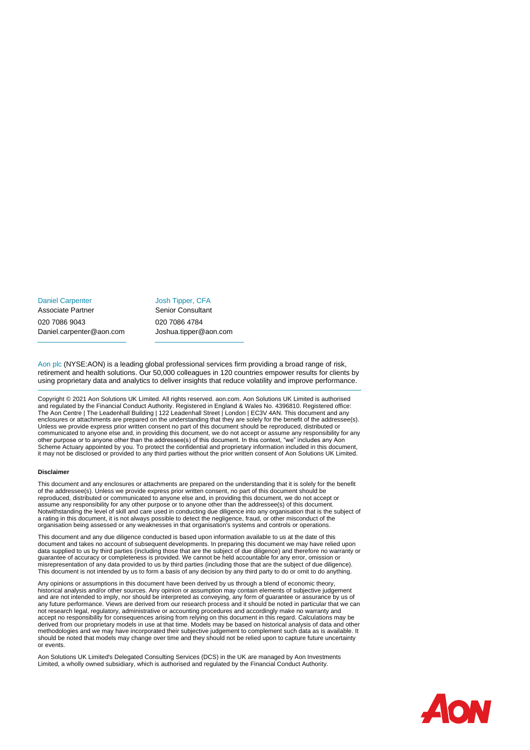Daniel Carpenter
Associate Partner
020 7086 9043
Daniel.carpenter@aon.com

Josh Tipper, CFA
Senior Consultant
020 7086 4784
Joshua.tipper@aon.com

Aon plc (NYSE:AON) is a leading global professional services firm providing a broad range of risk, retirement and health solutions. Our 50,000 colleagues in 120 countries empower results for clients by using proprietary data and analytics to deliver insights that reduce volatility and improve performance.

Copyright © 2021 Aon Solutions UK Limited. All rights reserved. aon.com. Aon Solutions UK Limited is authorised and regulated by the Financial Conduct Authority. Registered in England & Wales No. 4396810. Registered office: The Aon Centre | The Leadenhall Building | 122 Leadenhall Street | London | EC3V 4AN. This document and any enclosures or attachments are prepared on the understanding that they are solely for the benefit of the addressee(s). Unless we provide express prior written consent no part of this document should be reproduced, distributed or communicated to anyone else and, in providing this document, we do not accept or assume any responsibility for any other purpose or to anyone other than the addressee(s) of this document. In this context, "we" includes any Aon Scheme Actuary appointed by you. To protect the confidential and proprietary information included in this document, it may not be disclosed or provided to any third parties without the prior written consent of Aon Solutions UK Limited.

**Disclaimer**

This document and any enclosures or attachments are prepared on the understanding that it is solely for the benefit of the addressee(s). Unless we provide express prior written consent, no part of this document should be reproduced, distributed or communicated to anyone else and, in providing this document, we do not accept or assume any responsibility for any other purpose or to anyone other than the addressee(s) of this document. Notwithstanding the level of skill and care used in conducting due diligence into any organisation that is the subject of a rating in this document, it is not always possible to detect the negligence, fraud, or other misconduct of the organisation being assessed or any weaknesses in that organisation's systems and controls or operations.

This document and any due diligence conducted is based upon information available to us at the date of this document and takes no account of subsequent developments. In preparing this document we may have relied upon data supplied to us by third parties (including those that are the subject of due diligence) and therefore no warranty or guarantee of accuracy or completeness is provided. We cannot be held accountable for any error, omission or misrepresentation of any data provided to us by third parties (including those that are the subject of due diligence). This document is not intended by us to form a basis of any decision by any third party to do or omit to do anything.

Any opinions or assumptions in this document have been derived by us through a blend of economic theory, historical analysis and/or other sources. Any opinion or assumption may contain elements of subjective judgement and are not intended to imply, nor should be interpreted as conveying, any form of guarantee or assurance by us of any future performance. Views are derived from our research process and it should be noted in particular that we can not research legal, regulatory, administrative or accounting procedures and accordingly make no warranty and accept no responsibility for consequences arising from relying on this document in this regard. Calculations may be derived from our proprietary models in use at that time. Models may be based on historical analysis of data and other methodologies and we may have incorporated their subjective judgement to complement such data as is available. It should be noted that models may change over time and they should not be relied upon to capture future uncertainty or events.

Aon Solutions UK Limited's Delegated Consulting Services (DCS) in the UK are managed by Aon Investments Limited, a wholly owned subsidiary, which is authorised and regulated by the Financial Conduct Authority.